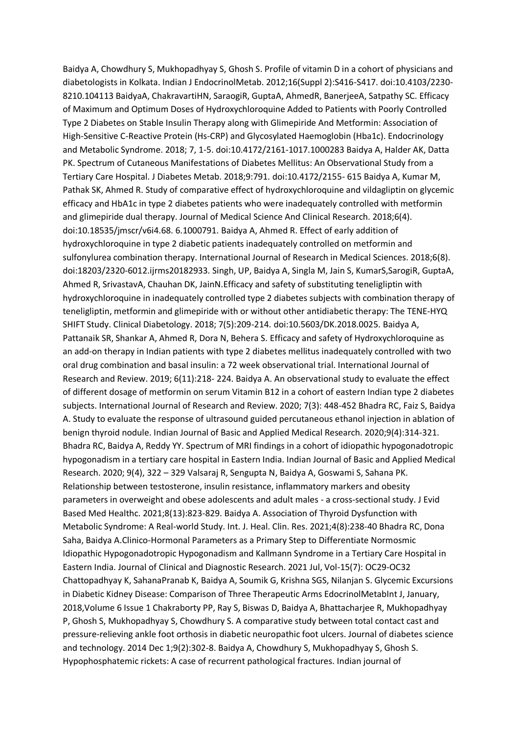Baidya A, Chowdhury S, Mukhopadhyay S, Ghosh S. Profile of vitamin D in a cohort of physicians and diabetologists in Kolkata. Indian J EndocrinolMetab. 2012;16(Suppl 2):S416-S417. doi:10.4103/2230-8210.104113 BaidyaA, ChakravartiHN, SaraogiR, GuptaA, AhmedR, BanerjeeA, Satpathy SC. Efficacy of Maximum and Optimum Doses of Hydroxychloroquine Added to Patients with Poorly Controlled Type 2 Diabetes on Stable Insulin Therapy along with Glimepiride And Metformin: Association of High-Sensitive C-Reactive Protein (Hs-CRP) and Glycosylated Haemoglobin (Hba1c). Endocrinology and Metabolic Syndrome. 2018; 7, 1-5. doi:10.4172/2161-1017.1000283 Baidya A, Halder AK, Datta PK. Spectrum of Cutaneous Manifestations of Diabetes Mellitus: An Observational Study from a Tertiary Care Hospital. J Diabetes Metab. 2018;9:791. doi:10.4172/2155- 615 Baidya A, Kumar M, Pathak SK, Ahmed R. Study of comparative effect of hydroxychloroquine and vildagliptin on glycemic efficacy and HbA1c in type 2 diabetes patients who were inadequately controlled with metformin and glimepiride dual therapy. Journal of Medical Science And Clinical Research. 2018;6(4). doi:10.18535/jmscr/v6i4.68. 6.1000791. Baidya A, Ahmed R. Effect of early addition of hydroxychloroquine in type 2 diabetic patients inadequately controlled on metformin and sulfonylurea combination therapy. International Journal of Research in Medical Sciences. 2018;6(8). doi:18203/2320-6012.ijrms20182933. Singh, UP, Baidya A, Singla M, Jain S, KumarS,SarogiR, GuptaA, Ahmed R, SrivastavA, Chauhan DK, JainN.Efficacy and safety of substituting teneligliptin with hydroxychloroquine in inadequately controlled type 2 diabetes subjects with combination therapy of teneligliptin, metformin and glimepiride with or without other antidiabetic therapy: The TENE-HYQ SHIFT Study. Clinical Diabetology. 2018; 7(5):209-214. doi:10.5603/DK.2018.0025. Baidya A, Pattanaik SR, Shankar A, Ahmed R, Dora N, Behera S. Efficacy and safety of Hydroxychloroquine as an add-on therapy in Indian patients with type 2 diabetes mellitus inadequately controlled with two oral drug combination and basal insulin: a 72 week observational trial. International Journal of Research and Review. 2019; 6(11):218- 224. Baidya A. An observational study to evaluate the effect of different dosage of metformin on serum Vitamin B12 in a cohort of eastern Indian type 2 diabetes subjects. International Journal of Research and Review. 2020; 7(3): 448-452 Bhadra RC, Faiz S, Baidya A. Study to evaluate the response of ultrasound guided percutaneous ethanol injection in ablation of benign thyroid nodule. Indian Journal of Basic and Applied Medical Research. 2020;9(4):314-321. Bhadra RC, Baidya A, Reddy YY. Spectrum of MRI findings in a cohort of idiopathic hypogonadotropic hypogonadism in a tertiary care hospital in Eastern India. Indian Journal of Basic and Applied Medical Research. 2020; 9(4), 322 – 329 Valsaraj R, Sengupta N, Baidya A, Goswami S, Sahana PK. Relationship between testosterone, insulin resistance, inflammatory markers and obesity parameters in overweight and obese adolescents and adult males - a cross-sectional study. J Evid Based Med Healthc. 2021;8(13):823-829. Baidya A. Association of Thyroid Dysfunction with Metabolic Syndrome: A Real-world Study. Int. J. Heal. Clin. Res. 2021;4(8):238-40 Bhadra RC, Dona Saha, Baidya A.Clinico-Hormonal Parameters as a Primary Step to Differentiate Normosmic Idiopathic Hypogonadotropic Hypogonadism and Kallmann Syndrome in a Tertiary Care Hospital in Eastern India. Journal of Clinical and Diagnostic Research. 2021 Jul, Vol-15(7): OC29-OC32 Chattopadhyay K, SahanaPranab K, Baidya A, Soumik G, Krishna SGS, Nilanjan S. Glycemic Excursions in Diabetic Kidney Disease: Comparison of Three Therapeutic Arms EdocrinolMetabInt J, January, 2018,Volume 6 Issue 1 Chakraborty PP, Ray S, Biswas D, Baidya A, Bhattacharjee R, Mukhopadhyay P, Ghosh S, Mukhopadhyay S, Chowdhury S. A comparative study between total contact cast and pressure-relieving ankle foot orthosis in diabetic neuropathic foot ulcers. Journal of diabetes science and technology. 2014 Dec 1;9(2):302-8. Baidya A, Chowdhury S, Mukhopadhyay S, Ghosh S. Hypophosphatemic rickets: A case of recurrent pathological fractures. Indian journal of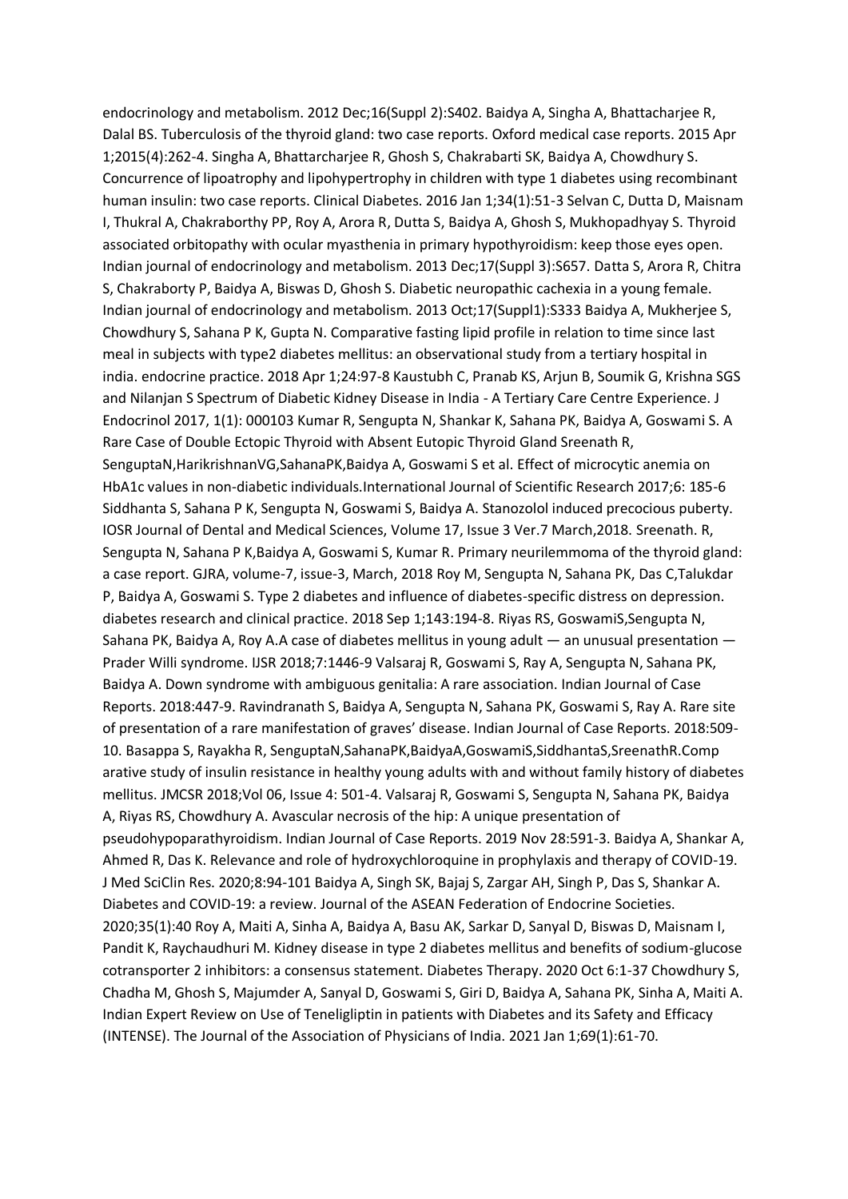endocrinology and metabolism. 2012 Dec;16(Suppl 2):S402. Baidya A, Singha A, Bhattacharjee R, Dalal BS. Tuberculosis of the thyroid gland: two case reports. Oxford medical case reports. 2015 Apr 1;2015(4):262-4. Singha A, Bhattarcharjee R, Ghosh S, Chakrabarti SK, Baidya A, Chowdhury S. Concurrence of lipoatrophy and lipohypertrophy in children with type 1 diabetes using recombinant human insulin: two case reports. Clinical Diabetes. 2016 Jan 1;34(1):51-3 Selvan C, Dutta D, Maisnam I, Thukral A, Chakraborthy PP, Roy A, Arora R, Dutta S, Baidya A, Ghosh S, Mukhopadhyay S. Thyroid associated orbitopathy with ocular myasthenia in primary hypothyroidism: keep those eyes open. Indian journal of endocrinology and metabolism. 2013 Dec;17(Suppl 3):S657. Datta S, Arora R, Chitra S, Chakraborty P, Baidya A, Biswas D, Ghosh S. Diabetic neuropathic cachexia in a young female. Indian journal of endocrinology and metabolism. 2013 Oct;17(Suppl1):S333 Baidya A, Mukherjee S, Chowdhury S, Sahana P K, Gupta N. Comparative fasting lipid profile in relation to time since last meal in subjects with type2 diabetes mellitus: an observational study from a tertiary hospital in india. endocrine practice. 2018 Apr 1;24:97-8 Kaustubh C, Pranab KS, Arjun B, Soumik G, Krishna SGS and Nilanjan S Spectrum of Diabetic Kidney Disease in India - A Tertiary Care Centre Experience. J Endocrinol 2017, 1(1): 000103 Kumar R, Sengupta N, Shankar K, Sahana PK, Baidya A, Goswami S. A Rare Case of Double Ectopic Thyroid with Absent Eutopic Thyroid Gland Sreenath R, SenguptaN,HarikrishnanVG,SahanaPK,Baidya A, Goswami S et al. Effect of microcytic anemia on HbA1c values in non-diabetic individuals.International Journal of Scientific Research 2017;6: 185-6 Siddhanta S, Sahana P K, Sengupta N, Goswami S, Baidya A. Stanozolol induced precocious puberty. IOSR Journal of Dental and Medical Sciences, Volume 17, Issue 3 Ver.7 March,2018. Sreenath. R, Sengupta N, Sahana P K,Baidya A, Goswami S, Kumar R. Primary neurilemmoma of the thyroid gland: a case report. GJRA, volume-7, issue-3, March, 2018 Roy M, Sengupta N, Sahana PK, Das C,Talukdar P, Baidya A, Goswami S. Type 2 diabetes and influence of diabetes-specific distress on depression. diabetes research and clinical practice. 2018 Sep 1;143:194-8. Riyas RS, GoswamiS,Sengupta N, Sahana PK, Baidya A, Roy A.A case of diabetes mellitus in young adult — an unusual presentation — Prader Willi syndrome. IJSR 2018;7:1446-9 Valsaraj R, Goswami S, Ray A, Sengupta N, Sahana PK, Baidya A. Down syndrome with ambiguous genitalia: A rare association. Indian Journal of Case Reports. 2018:447-9. Ravindranath S, Baidya A, Sengupta N, Sahana PK, Goswami S, Ray A. Rare site of presentation of a rare manifestation of graves' disease. Indian Journal of Case Reports. 2018:509-10. Basappa S, Rayakha R, SenguptaN,SahanaPK,BaidyaA,GoswamiS,SiddhantaS,SreenathR.Comparative study of insulin resistance in healthy young adults with and without family history of diabetes mellitus. JMCSR 2018;Vol 06, Issue 4: 501-4. Valsaraj R, Goswami S, Sengupta N, Sahana PK, Baidya A, Riyas RS, Chowdhury A. Avascular necrosis of the hip: A unique presentation of pseudohypoparathyroidism. Indian Journal of Case Reports. 2019 Nov 28:591-3. Baidya A, Shankar A, Ahmed R, Das K. Relevance and role of hydroxychloroquine in prophylaxis and therapy of COVID-19. J Med SciClin Res. 2020;8:94-101 Baidya A, Singh SK, Bajaj S, Zargar AH, Singh P, Das S, Shankar A. Diabetes and COVID-19: a review. Journal of the ASEAN Federation of Endocrine Societies. 2020;35(1):40 Roy A, Maiti A, Sinha A, Baidya A, Basu AK, Sarkar D, Sanyal D, Biswas D, Maisnam I, Pandit K, Raychaudhuri M. Kidney disease in type 2 diabetes mellitus and benefits of sodium-glucose cotransporter 2 inhibitors: a consensus statement. Diabetes Therapy. 2020 Oct 6:1-37 Chowdhury S, Chadha M, Ghosh S, Majumder A, Sanyal D, Goswami S, Giri D, Baidya A, Sahana PK, Sinha A, Maiti A. Indian Expert Review on Use of Teneligliptin in patients with Diabetes and its Safety and Efficacy (INTENSE). The Journal of the Association of Physicians of India. 2021 Jan 1;69(1):61-70.